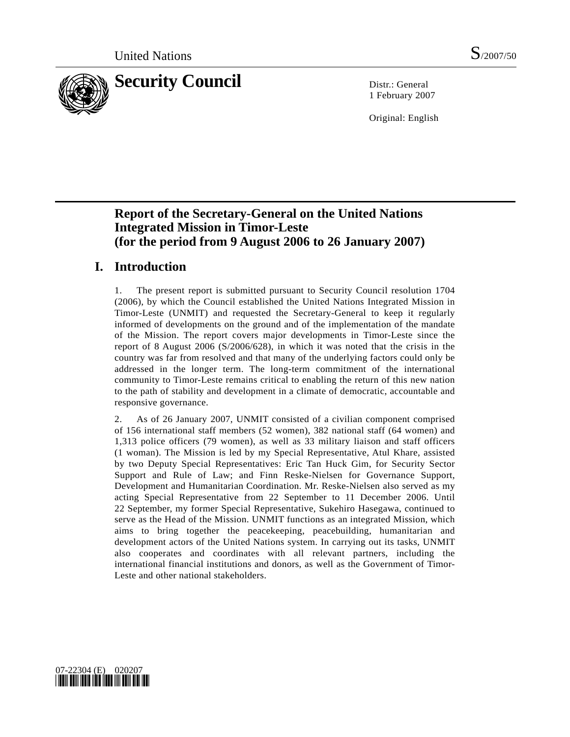United Nations S/2007/50

# Security Council

Distr.: General
1 February 2007

Original: English

## Report of the Secretary-General on the United Nations Integrated Mission in Timor-Leste (for the period from 9 August 2006 to 26 January 2007)

## I. Introduction

1. The present report is submitted pursuant to Security Council resolution 1704 (2006), by which the Council established the United Nations Integrated Mission in Timor-Leste (UNMIT) and requested the Secretary-General to keep it regularly informed of developments on the ground and of the implementation of the mandate of the Mission. The report covers major developments in Timor-Leste since the report of 8 August 2006 (S/2006/628), in which it was noted that the crisis in the country was far from resolved and that many of the underlying factors could only be addressed in the longer term. The long-term commitment of the international community to Timor-Leste remains critical to enabling the return of this new nation to the path of stability and development in a climate of democratic, accountable and responsive governance.

2. As of 26 January 2007, UNMIT consisted of a civilian component comprised of 156 international staff members (52 women), 382 national staff (64 women) and 1,313 police officers (79 women), as well as 33 military liaison and staff officers (1 woman). The Mission is led by my Special Representative, Atul Khare, assisted by two Deputy Special Representatives: Eric Tan Huck Gim, for Security Sector Support and Rule of Law; and Finn Reske-Nielsen for Governance Support, Development and Humanitarian Coordination. Mr. Reske-Nielsen also served as my acting Special Representative from 22 September to 11 December 2006. Until 22 September, my former Special Representative, Sukehiro Hasegawa, continued to serve as the Head of the Mission. UNMIT functions as an integrated Mission, which aims to bring together the peacekeeping, peacebuilding, humanitarian and development actors of the United Nations system. In carrying out its tasks, UNMIT also cooperates and coordinates with all relevant partners, including the international financial institutions and donors, as well as the Government of Timor-Leste and other national stakeholders.

07-22304 (E) 020207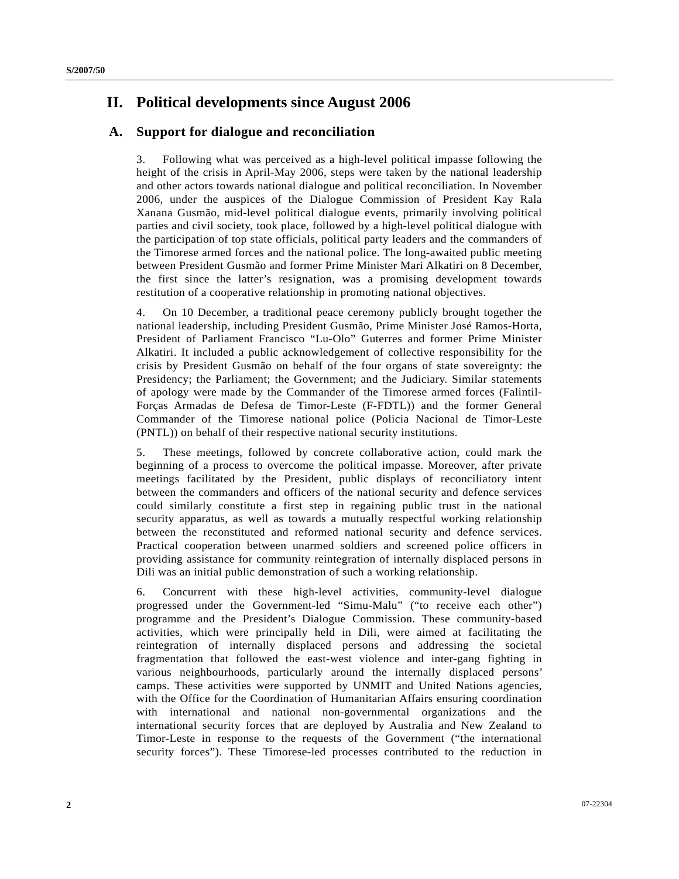# II. Political developments since August 2006

## A. Support for dialogue and reconciliation

3. Following what was perceived as a high-level political impasse following the height of the crisis in April-May 2006, steps were taken by the national leadership and other actors towards national dialogue and political reconciliation. In November 2006, under the auspices of the Dialogue Commission of President Kay Rala Xanana Gusmão, mid-level political dialogue events, primarily involving political parties and civil society, took place, followed by a high-level political dialogue with the participation of top state officials, political party leaders and the commanders of the Timorese armed forces and the national police. The long-awaited public meeting between President Gusmão and former Prime Minister Mari Alkatiri on 8 December, the first since the latter's resignation, was a promising development towards restitution of a cooperative relationship in promoting national objectives.

4. On 10 December, a traditional peace ceremony publicly brought together the national leadership, including President Gusmão, Prime Minister José Ramos-Horta, President of Parliament Francisco "Lu-Olo" Guterres and former Prime Minister Alkatiri. It included a public acknowledgement of collective responsibility for the crisis by President Gusmão on behalf of the four organs of state sovereignty: the Presidency; the Parliament; the Government; and the Judiciary. Similar statements of apology were made by the Commander of the Timorese armed forces (Falintil-Forças Armadas de Defesa de Timor-Leste (F-FDTL)) and the former General Commander of the Timorese national police (Policia Nacional de Timor-Leste (PNTL)) on behalf of their respective national security institutions.

5. These meetings, followed by concrete collaborative action, could mark the beginning of a process to overcome the political impasse. Moreover, after private meetings facilitated by the President, public displays of reconciliatory intent between the commanders and officers of the national security and defence services could similarly constitute a first step in regaining public trust in the national security apparatus, as well as towards a mutually respectful working relationship between the reconstituted and reformed national security and defence services. Practical cooperation between unarmed soldiers and screened police officers in providing assistance for community reintegration of internally displaced persons in Dili was an initial public demonstration of such a working relationship.

6. Concurrent with these high-level activities, community-level dialogue progressed under the Government-led "Simu-Malu" ("to receive each other") programme and the President's Dialogue Commission. These community-based activities, which were principally held in Dili, were aimed at facilitating the reintegration of internally displaced persons and addressing the societal fragmentation that followed the east-west violence and inter-gang fighting in various neighbourhoods, particularly around the internally displaced persons' camps. These activities were supported by UNMIT and United Nations agencies, with the Office for the Coordination of Humanitarian Affairs ensuring coordination with international and national non-governmental organizations and the international security forces that are deployed by Australia and New Zealand to Timor-Leste in response to the requests of the Government ("the international security forces"). These Timorese-led processes contributed to the reduction in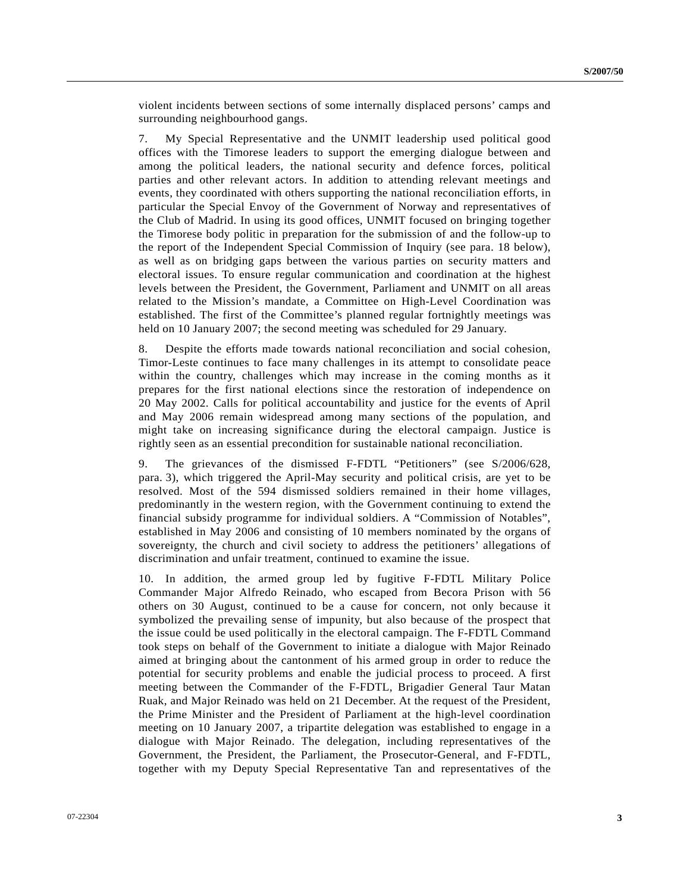violent incidents between sections of some internally displaced persons' camps and surrounding neighbourhood gangs.

7. My Special Representative and the UNMIT leadership used political good offices with the Timorese leaders to support the emerging dialogue between and among the political leaders, the national security and defence forces, political parties and other relevant actors. In addition to attending relevant meetings and events, they coordinated with others supporting the national reconciliation efforts, in particular the Special Envoy of the Government of Norway and representatives of the Club of Madrid. In using its good offices, UNMIT focused on bringing together the Timorese body politic in preparation for the submission of and the follow-up to the report of the Independent Special Commission of Inquiry (see para. 18 below), as well as on bridging gaps between the various parties on security matters and electoral issues. To ensure regular communication and coordination at the highest levels between the President, the Government, Parliament and UNMIT on all areas related to the Mission's mandate, a Committee on High-Level Coordination was established. The first of the Committee's planned regular fortnightly meetings was held on 10 January 2007; the second meeting was scheduled for 29 January.

8. Despite the efforts made towards national reconciliation and social cohesion, Timor-Leste continues to face many challenges in its attempt to consolidate peace within the country, challenges which may increase in the coming months as it prepares for the first national elections since the restoration of independence on 20 May 2002. Calls for political accountability and justice for the events of April and May 2006 remain widespread among many sections of the population, and might take on increasing significance during the electoral campaign. Justice is rightly seen as an essential precondition for sustainable national reconciliation.

9. The grievances of the dismissed F-FDTL "Petitioners" (see S/2006/628, para. 3), which triggered the April-May security and political crisis, are yet to be resolved. Most of the 594 dismissed soldiers remained in their home villages, predominantly in the western region, with the Government continuing to extend the financial subsidy programme for individual soldiers. A "Commission of Notables", established in May 2006 and consisting of 10 members nominated by the organs of sovereignty, the church and civil society to address the petitioners' allegations of discrimination and unfair treatment, continued to examine the issue.

10. In addition, the armed group led by fugitive F-FDTL Military Police Commander Major Alfredo Reinado, who escaped from Becora Prison with 56 others on 30 August, continued to be a cause for concern, not only because it symbolized the prevailing sense of impunity, but also because of the prospect that the issue could be used politically in the electoral campaign. The F-FDTL Command took steps on behalf of the Government to initiate a dialogue with Major Reinado aimed at bringing about the cantonment of his armed group in order to reduce the potential for security problems and enable the judicial process to proceed. A first meeting between the Commander of the F-FDTL, Brigadier General Taur Matan Ruak, and Major Reinado was held on 21 December. At the request of the President, the Prime Minister and the President of Parliament at the high-level coordination meeting on 10 January 2007, a tripartite delegation was established to engage in a dialogue with Major Reinado. The delegation, including representatives of the Government, the President, the Parliament, the Prosecutor-General, and F-FDTL, together with my Deputy Special Representative Tan and representatives of the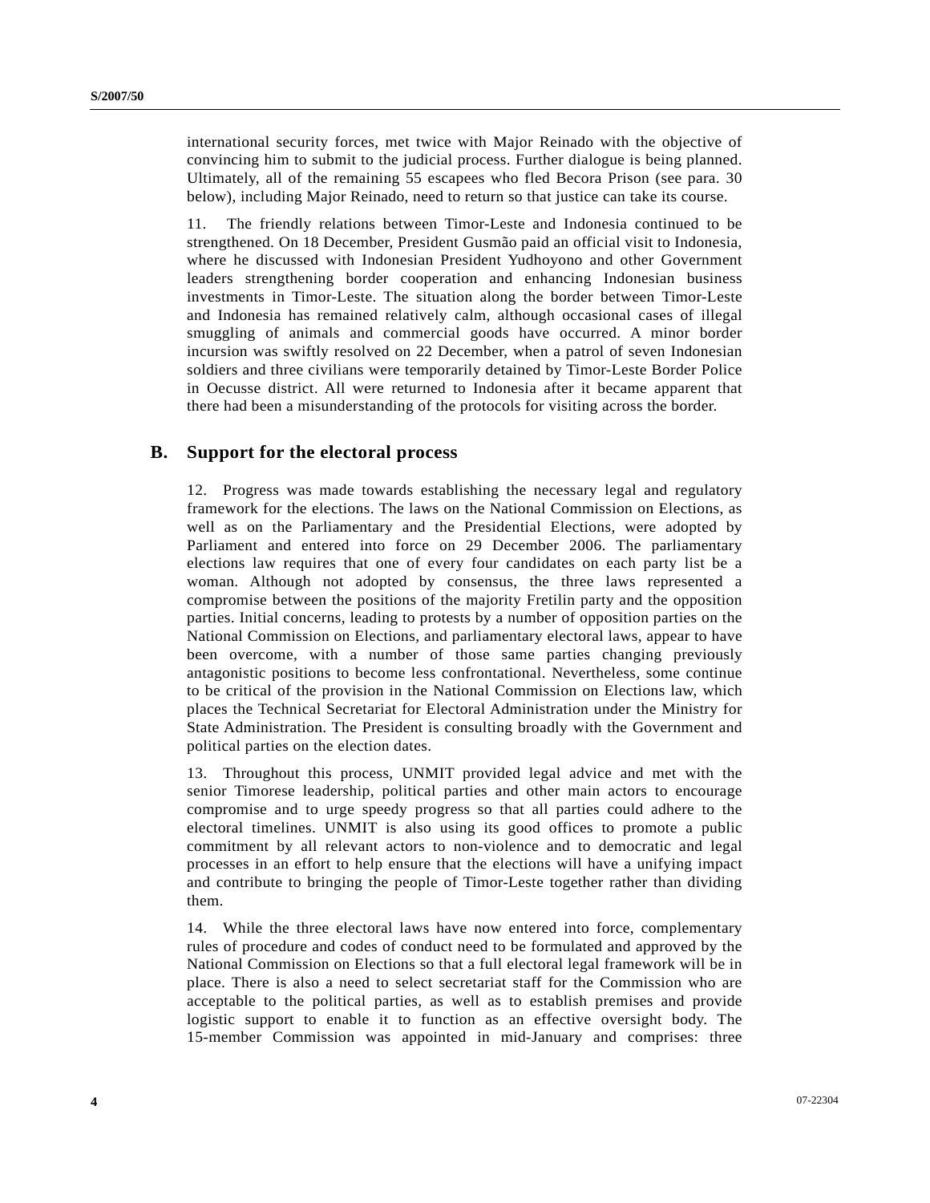international security forces, met twice with Major Reinado with the objective of convincing him to submit to the judicial process. Further dialogue is being planned. Ultimately, all of the remaining 55 escapees who fled Becora Prison (see para. 30 below), including Major Reinado, need to return so that justice can take its course.

11. The friendly relations between Timor-Leste and Indonesia continued to be strengthened. On 18 December, President Gusmão paid an official visit to Indonesia, where he discussed with Indonesian President Yudhoyono and other Government leaders strengthening border cooperation and enhancing Indonesian business investments in Timor-Leste. The situation along the border between Timor-Leste and Indonesia has remained relatively calm, although occasional cases of illegal smuggling of animals and commercial goods have occurred. A minor border incursion was swiftly resolved on 22 December, when a patrol of seven Indonesian soldiers and three civilians were temporarily detained by Timor-Leste Border Police in Oecusse district. All were returned to Indonesia after it became apparent that there had been a misunderstanding of the protocols for visiting across the border.

## B. Support for the electoral process

12. Progress was made towards establishing the necessary legal and regulatory framework for the elections. The laws on the National Commission on Elections, as well as on the Parliamentary and the Presidential Elections, were adopted by Parliament and entered into force on 29 December 2006. The parliamentary elections law requires that one of every four candidates on each party list be a woman. Although not adopted by consensus, the three laws represented a compromise between the positions of the majority Fretilin party and the opposition parties. Initial concerns, leading to protests by a number of opposition parties on the National Commission on Elections, and parliamentary electoral laws, appear to have been overcome, with a number of those same parties changing previously antagonistic positions to become less confrontational. Nevertheless, some continue to be critical of the provision in the National Commission on Elections law, which places the Technical Secretariat for Electoral Administration under the Ministry for State Administration. The President is consulting broadly with the Government and political parties on the election dates.

13. Throughout this process, UNMIT provided legal advice and met with the senior Timorese leadership, political parties and other main actors to encourage compromise and to urge speedy progress so that all parties could adhere to the electoral timelines. UNMIT is also using its good offices to promote a public commitment by all relevant actors to non-violence and to democratic and legal processes in an effort to help ensure that the elections will have a unifying impact and contribute to bringing the people of Timor-Leste together rather than dividing them.

14. While the three electoral laws have now entered into force, complementary rules of procedure and codes of conduct need to be formulated and approved by the National Commission on Elections so that a full electoral legal framework will be in place. There is also a need to select secretariat staff for the Commission who are acceptable to the political parties, as well as to establish premises and provide logistic support to enable it to function as an effective oversight body. The 15-member Commission was appointed in mid-January and comprises: three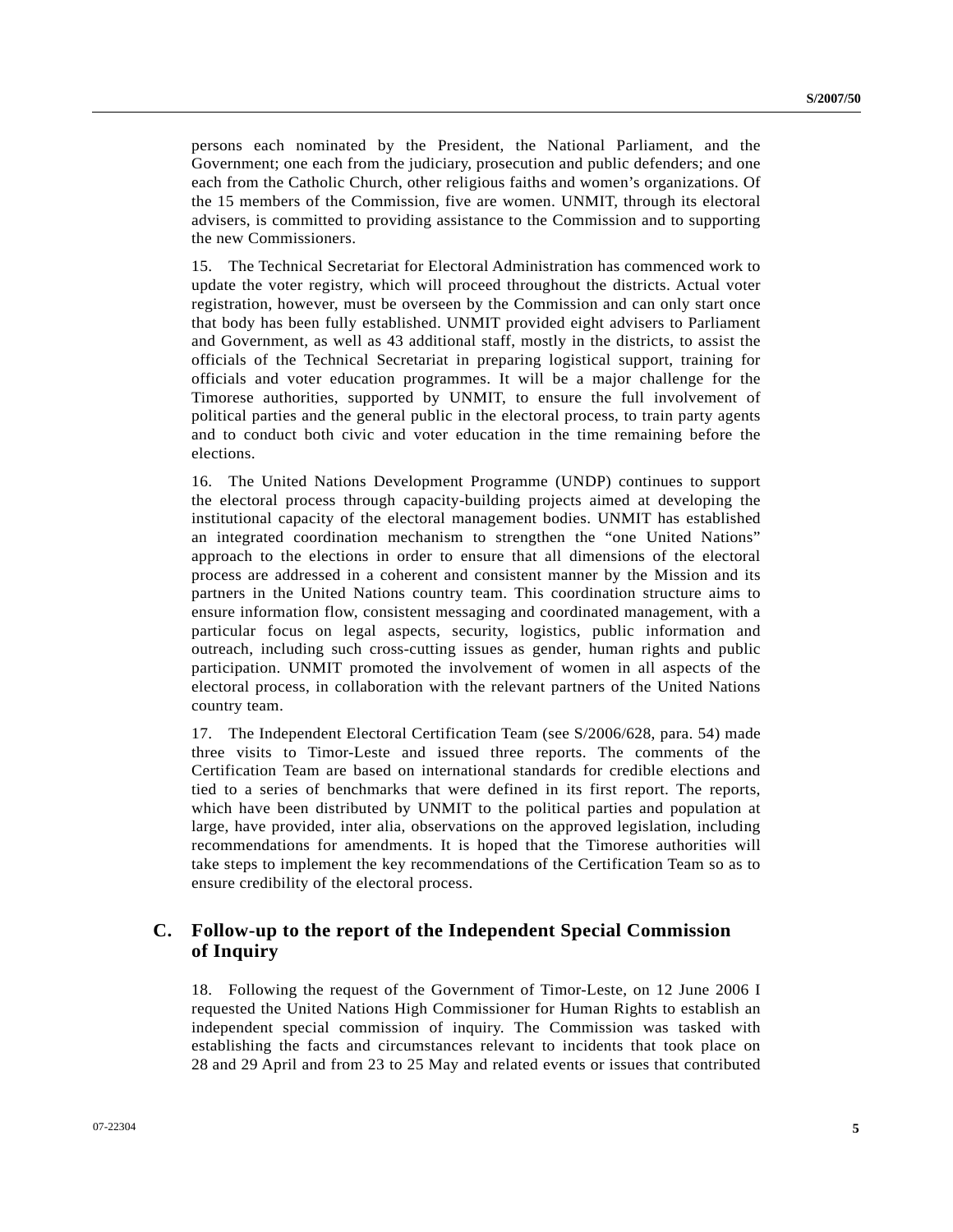persons each nominated by the President, the National Parliament, and the Government; one each from the judiciary, prosecution and public defenders; and one each from the Catholic Church, other religious faiths and women's organizations. Of the 15 members of the Commission, five are women. UNMIT, through its electoral advisers, is committed to providing assistance to the Commission and to supporting the new Commissioners.

15. The Technical Secretariat for Electoral Administration has commenced work to update the voter registry, which will proceed throughout the districts. Actual voter registration, however, must be overseen by the Commission and can only start once that body has been fully established. UNMIT provided eight advisers to Parliament and Government, as well as 43 additional staff, mostly in the districts, to assist the officials of the Technical Secretariat in preparing logistical support, training for officials and voter education programmes. It will be a major challenge for the Timorese authorities, supported by UNMIT, to ensure the full involvement of political parties and the general public in the electoral process, to train party agents and to conduct both civic and voter education in the time remaining before the elections.

16. The United Nations Development Programme (UNDP) continues to support the electoral process through capacity-building projects aimed at developing the institutional capacity of the electoral management bodies. UNMIT has established an integrated coordination mechanism to strengthen the "one United Nations" approach to the elections in order to ensure that all dimensions of the electoral process are addressed in a coherent and consistent manner by the Mission and its partners in the United Nations country team. This coordination structure aims to ensure information flow, consistent messaging and coordinated management, with a particular focus on legal aspects, security, logistics, public information and outreach, including such cross-cutting issues as gender, human rights and public participation. UNMIT promoted the involvement of women in all aspects of the electoral process, in collaboration with the relevant partners of the United Nations country team.

17. The Independent Electoral Certification Team (see S/2006/628, para. 54) made three visits to Timor-Leste and issued three reports. The comments of the Certification Team are based on international standards for credible elections and tied to a series of benchmarks that were defined in its first report. The reports, which have been distributed by UNMIT to the political parties and population at large, have provided, inter alia, observations on the approved legislation, including recommendations for amendments. It is hoped that the Timorese authorities will take steps to implement the key recommendations of the Certification Team so as to ensure credibility of the electoral process.

## C. Follow-up to the report of the Independent Special Commission of Inquiry

18. Following the request of the Government of Timor-Leste, on 12 June 2006 I requested the United Nations High Commissioner for Human Rights to establish an independent special commission of inquiry. The Commission was tasked with establishing the facts and circumstances relevant to incidents that took place on 28 and 29 April and from 23 to 25 May and related events or issues that contributed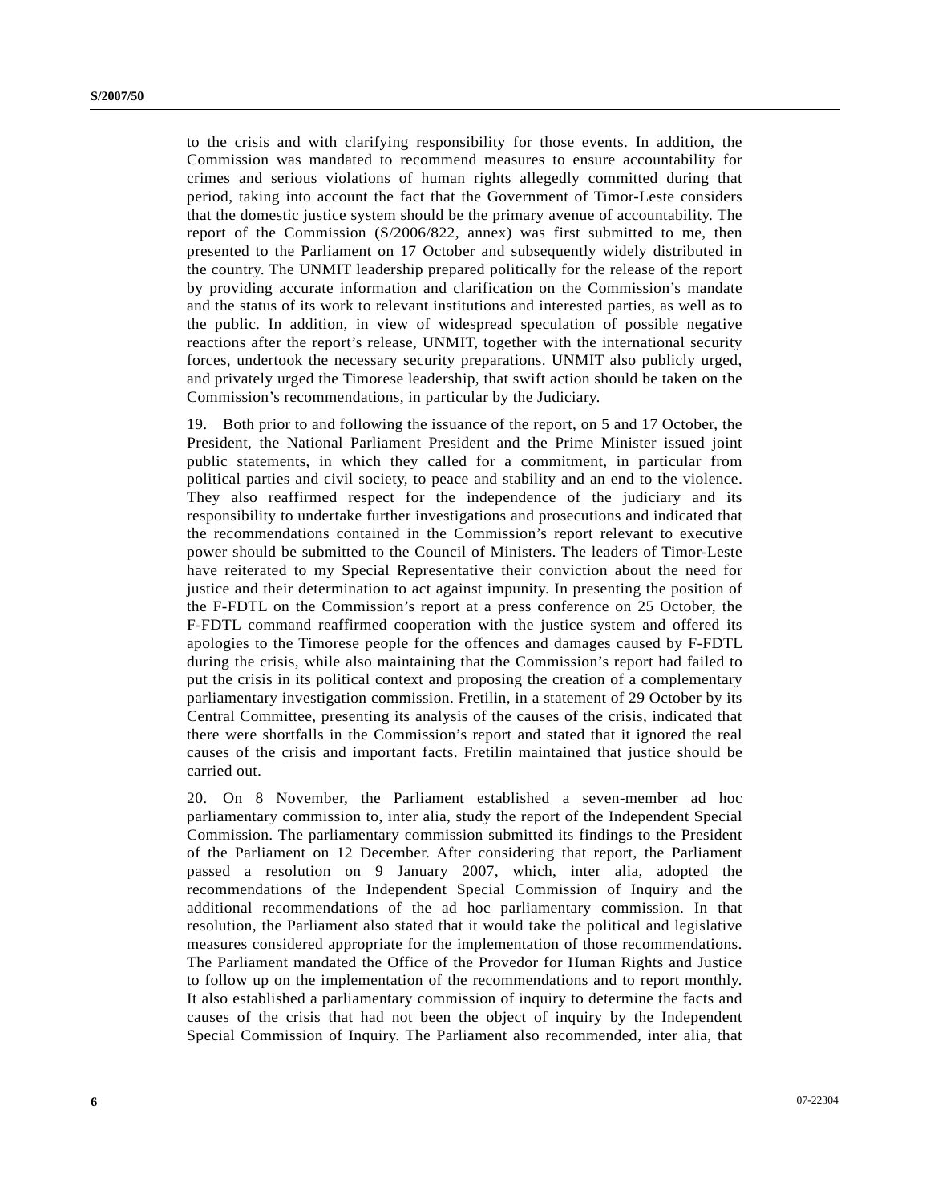to the crisis and with clarifying responsibility for those events. In addition, the Commission was mandated to recommend measures to ensure accountability for crimes and serious violations of human rights allegedly committed during that period, taking into account the fact that the Government of Timor-Leste considers that the domestic justice system should be the primary avenue of accountability. The report of the Commission (S/2006/822, annex) was first submitted to me, then presented to the Parliament on 17 October and subsequently widely distributed in the country. The UNMIT leadership prepared politically for the release of the report by providing accurate information and clarification on the Commission's mandate and the status of its work to relevant institutions and interested parties, as well as to the public. In addition, in view of widespread speculation of possible negative reactions after the report's release, UNMIT, together with the international security forces, undertook the necessary security preparations. UNMIT also publicly urged, and privately urged the Timorese leadership, that swift action should be taken on the Commission's recommendations, in particular by the Judiciary.

19. Both prior to and following the issuance of the report, on 5 and 17 October, the President, the National Parliament President and the Prime Minister issued joint public statements, in which they called for a commitment, in particular from political parties and civil society, to peace and stability and an end to the violence. They also reaffirmed respect for the independence of the judiciary and its responsibility to undertake further investigations and prosecutions and indicated that the recommendations contained in the Commission's report relevant to executive power should be submitted to the Council of Ministers. The leaders of Timor-Leste have reiterated to my Special Representative their conviction about the need for justice and their determination to act against impunity. In presenting the position of the F-FDTL on the Commission's report at a press conference on 25 October, the F-FDTL command reaffirmed cooperation with the justice system and offered its apologies to the Timorese people for the offences and damages caused by F-FDTL during the crisis, while also maintaining that the Commission's report had failed to put the crisis in its political context and proposing the creation of a complementary parliamentary investigation commission. Fretilin, in a statement of 29 October by its Central Committee, presenting its analysis of the causes of the crisis, indicated that there were shortfalls in the Commission's report and stated that it ignored the real causes of the crisis and important facts. Fretilin maintained that justice should be carried out.

20. On 8 November, the Parliament established a seven-member ad hoc parliamentary commission to, inter alia, study the report of the Independent Special Commission. The parliamentary commission submitted its findings to the President of the Parliament on 12 December. After considering that report, the Parliament passed a resolution on 9 January 2007, which, inter alia, adopted the recommendations of the Independent Special Commission of Inquiry and the additional recommendations of the ad hoc parliamentary commission. In that resolution, the Parliament also stated that it would take the political and legislative measures considered appropriate for the implementation of those recommendations. The Parliament mandated the Office of the Provedor for Human Rights and Justice to follow up on the implementation of the recommendations and to report monthly. It also established a parliamentary commission of inquiry to determine the facts and causes of the crisis that had not been the object of inquiry by the Independent Special Commission of Inquiry. The Parliament also recommended, inter alia, that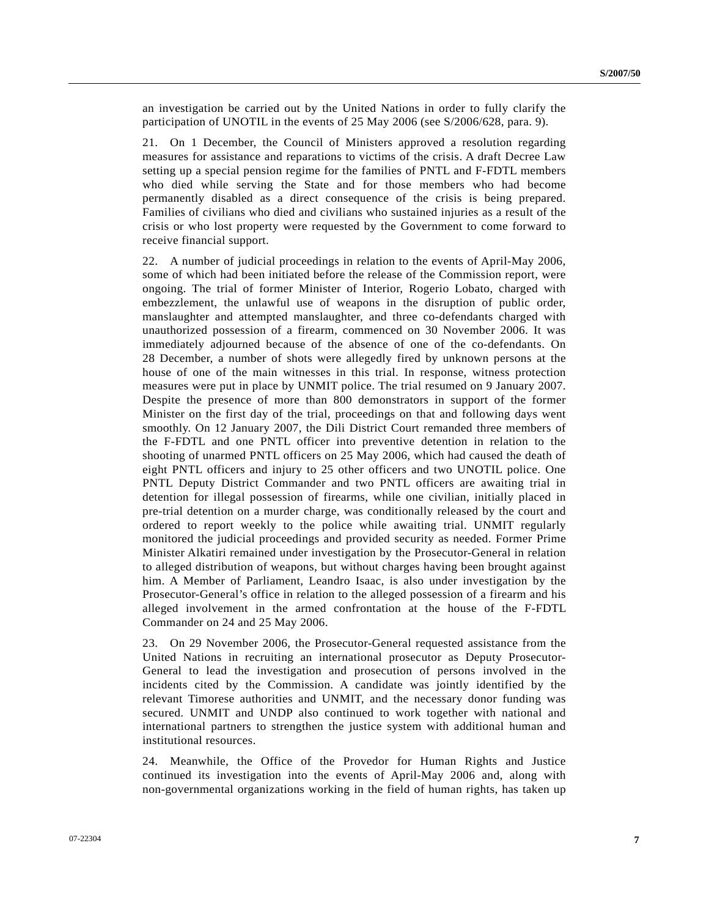an investigation be carried out by the United Nations in order to fully clarify the participation of UNOTIL in the events of 25 May 2006 (see S/2006/628, para. 9).

21. On 1 December, the Council of Ministers approved a resolution regarding measures for assistance and reparations to victims of the crisis. A draft Decree Law setting up a special pension regime for the families of PNTL and F-FDTL members who died while serving the State and for those members who had become permanently disabled as a direct consequence of the crisis is being prepared. Families of civilians who died and civilians who sustained injuries as a result of the crisis or who lost property were requested by the Government to come forward to receive financial support.

22. A number of judicial proceedings in relation to the events of April-May 2006, some of which had been initiated before the release of the Commission report, were ongoing. The trial of former Minister of Interior, Rogerio Lobato, charged with embezzlement, the unlawful use of weapons in the disruption of public order, manslaughter and attempted manslaughter, and three co-defendants charged with unauthorized possession of a firearm, commenced on 30 November 2006. It was immediately adjourned because of the absence of one of the co-defendants. On 28 December, a number of shots were allegedly fired by unknown persons at the house of one of the main witnesses in this trial. In response, witness protection measures were put in place by UNMIT police. The trial resumed on 9 January 2007. Despite the presence of more than 800 demonstrators in support of the former Minister on the first day of the trial, proceedings on that and following days went smoothly. On 12 January 2007, the Dili District Court remanded three members of the F-FDTL and one PNTL officer into preventive detention in relation to the shooting of unarmed PNTL officers on 25 May 2006, which had caused the death of eight PNTL officers and injury to 25 other officers and two UNOTIL police. One PNTL Deputy District Commander and two PNTL officers are awaiting trial in detention for illegal possession of firearms, while one civilian, initially placed in pre-trial detention on a murder charge, was conditionally released by the court and ordered to report weekly to the police while awaiting trial. UNMIT regularly monitored the judicial proceedings and provided security as needed. Former Prime Minister Alkatiri remained under investigation by the Prosecutor-General in relation to alleged distribution of weapons, but without charges having been brought against him. A Member of Parliament, Leandro Isaac, is also under investigation by the Prosecutor-General's office in relation to the alleged possession of a firearm and his alleged involvement in the armed confrontation at the house of the F-FDTL Commander on 24 and 25 May 2006.

23. On 29 November 2006, the Prosecutor-General requested assistance from the United Nations in recruiting an international prosecutor as Deputy Prosecutor-General to lead the investigation and prosecution of persons involved in the incidents cited by the Commission. A candidate was jointly identified by the relevant Timorese authorities and UNMIT, and the necessary donor funding was secured. UNMIT and UNDP also continued to work together with national and international partners to strengthen the justice system with additional human and institutional resources.

24. Meanwhile, the Office of the Provedor for Human Rights and Justice continued its investigation into the events of April-May 2006 and, along with non-governmental organizations working in the field of human rights, has taken up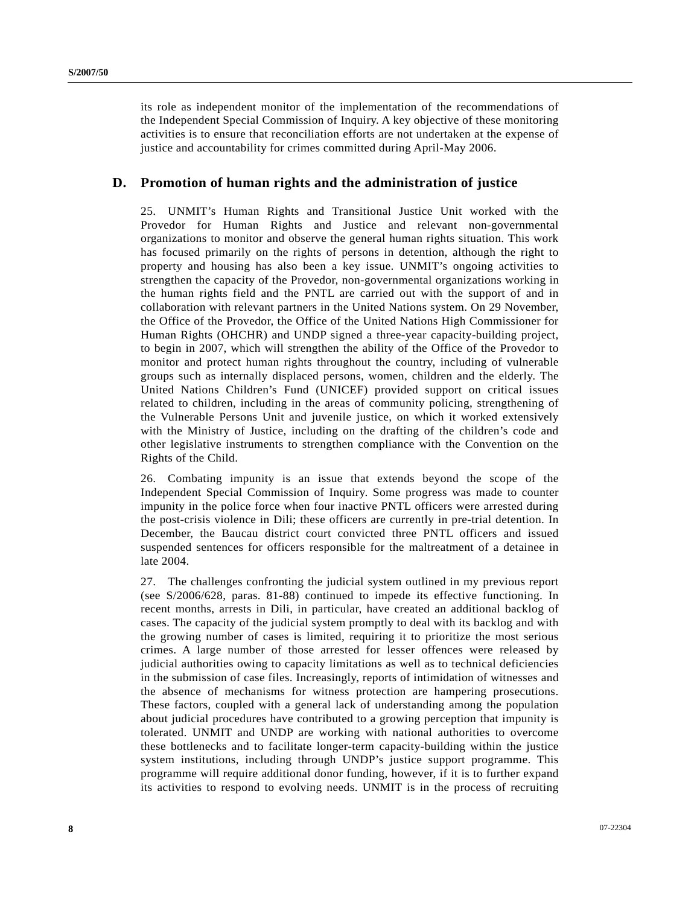its role as independent monitor of the implementation of the recommendations of the Independent Special Commission of Inquiry. A key objective of these monitoring activities is to ensure that reconciliation efforts are not undertaken at the expense of justice and accountability for crimes committed during April-May 2006.

## D. Promotion of human rights and the administration of justice

25. UNMIT's Human Rights and Transitional Justice Unit worked with the Provedor for Human Rights and Justice and relevant non-governmental organizations to monitor and observe the general human rights situation. This work has focused primarily on the rights of persons in detention, although the right to property and housing has also been a key issue. UNMIT's ongoing activities to strengthen the capacity of the Provedor, non-governmental organizations working in the human rights field and the PNTL are carried out with the support of and in collaboration with relevant partners in the United Nations system. On 29 November, the Office of the Provedor, the Office of the United Nations High Commissioner for Human Rights (OHCHR) and UNDP signed a three-year capacity-building project, to begin in 2007, which will strengthen the ability of the Office of the Provedor to monitor and protect human rights throughout the country, including of vulnerable groups such as internally displaced persons, women, children and the elderly. The United Nations Children's Fund (UNICEF) provided support on critical issues related to children, including in the areas of community policing, strengthening of the Vulnerable Persons Unit and juvenile justice, on which it worked extensively with the Ministry of Justice, including on the drafting of the children's code and other legislative instruments to strengthen compliance with the Convention on the Rights of the Child.

26. Combating impunity is an issue that extends beyond the scope of the Independent Special Commission of Inquiry. Some progress was made to counter impunity in the police force when four inactive PNTL officers were arrested during the post-crisis violence in Dili; these officers are currently in pre-trial detention. In December, the Baucau district court convicted three PNTL officers and issued suspended sentences for officers responsible for the maltreatment of a detainee in late 2004.

27. The challenges confronting the judicial system outlined in my previous report (see S/2006/628, paras. 81-88) continued to impede its effective functioning. In recent months, arrests in Dili, in particular, have created an additional backlog of cases. The capacity of the judicial system promptly to deal with its backlog and with the growing number of cases is limited, requiring it to prioritize the most serious crimes. A large number of those arrested for lesser offences were released by judicial authorities owing to capacity limitations as well as to technical deficiencies in the submission of case files. Increasingly, reports of intimidation of witnesses and the absence of mechanisms for witness protection are hampering prosecutions. These factors, coupled with a general lack of understanding among the population about judicial procedures have contributed to a growing perception that impunity is tolerated. UNMIT and UNDP are working with national authorities to overcome these bottlenecks and to facilitate longer-term capacity-building within the justice system institutions, including through UNDP's justice support programme. This programme will require additional donor funding, however, if it is to further expand its activities to respond to evolving needs. UNMIT is in the process of recruiting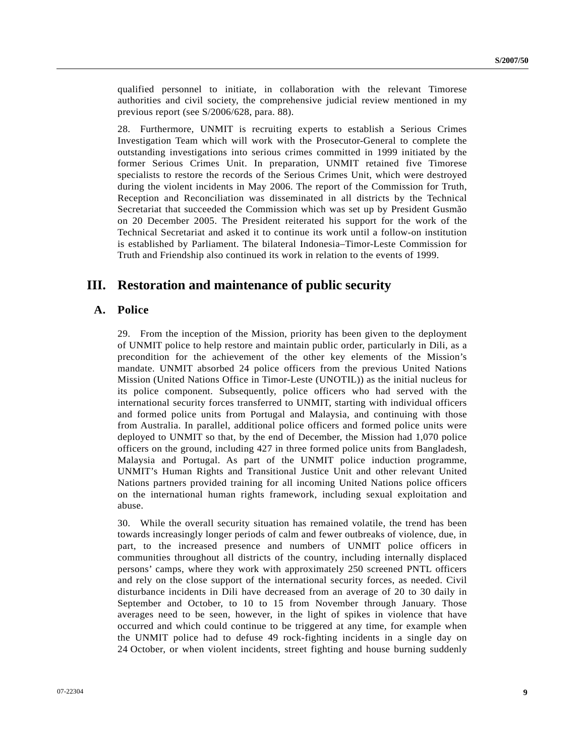qualified personnel to initiate, in collaboration with the relevant Timorese authorities and civil society, the comprehensive judicial review mentioned in my previous report (see S/2006/628, para. 88).

28. Furthermore, UNMIT is recruiting experts to establish a Serious Crimes Investigation Team which will work with the Prosecutor-General to complete the outstanding investigations into serious crimes committed in 1999 initiated by the former Serious Crimes Unit. In preparation, UNMIT retained five Timorese specialists to restore the records of the Serious Crimes Unit, which were destroyed during the violent incidents in May 2006. The report of the Commission for Truth, Reception and Reconciliation was disseminated in all districts by the Technical Secretariat that succeeded the Commission which was set up by President Gusmão on 20 December 2005. The President reiterated his support for the work of the Technical Secretariat and asked it to continue its work until a follow-on institution is established by Parliament. The bilateral Indonesia–Timor-Leste Commission for Truth and Friendship also continued its work in relation to the events of 1999.

## III. Restoration and maintenance of public security

### A. Police

29. From the inception of the Mission, priority has been given to the deployment of UNMIT police to help restore and maintain public order, particularly in Dili, as a precondition for the achievement of the other key elements of the Mission's mandate. UNMIT absorbed 24 police officers from the previous United Nations Mission (United Nations Office in Timor-Leste (UNOTIL)) as the initial nucleus for its police component. Subsequently, police officers who had served with the international security forces transferred to UNMIT, starting with individual officers and formed police units from Portugal and Malaysia, and continuing with those from Australia. In parallel, additional police officers and formed police units were deployed to UNMIT so that, by the end of December, the Mission had 1,070 police officers on the ground, including 427 in three formed police units from Bangladesh, Malaysia and Portugal. As part of the UNMIT police induction programme, UNMIT's Human Rights and Transitional Justice Unit and other relevant United Nations partners provided training for all incoming United Nations police officers on the international human rights framework, including sexual exploitation and abuse.

30. While the overall security situation has remained volatile, the trend has been towards increasingly longer periods of calm and fewer outbreaks of violence, due, in part, to the increased presence and numbers of UNMIT police officers in communities throughout all districts of the country, including internally displaced persons' camps, where they work with approximately 250 screened PNTL officers and rely on the close support of the international security forces, as needed. Civil disturbance incidents in Dili have decreased from an average of 20 to 30 daily in September and October, to 10 to 15 from November through January. Those averages need to be seen, however, in the light of spikes in violence that have occurred and which could continue to be triggered at any time, for example when the UNMIT police had to defuse 49 rock-fighting incidents in a single day on 24 October, or when violent incidents, street fighting and house burning suddenly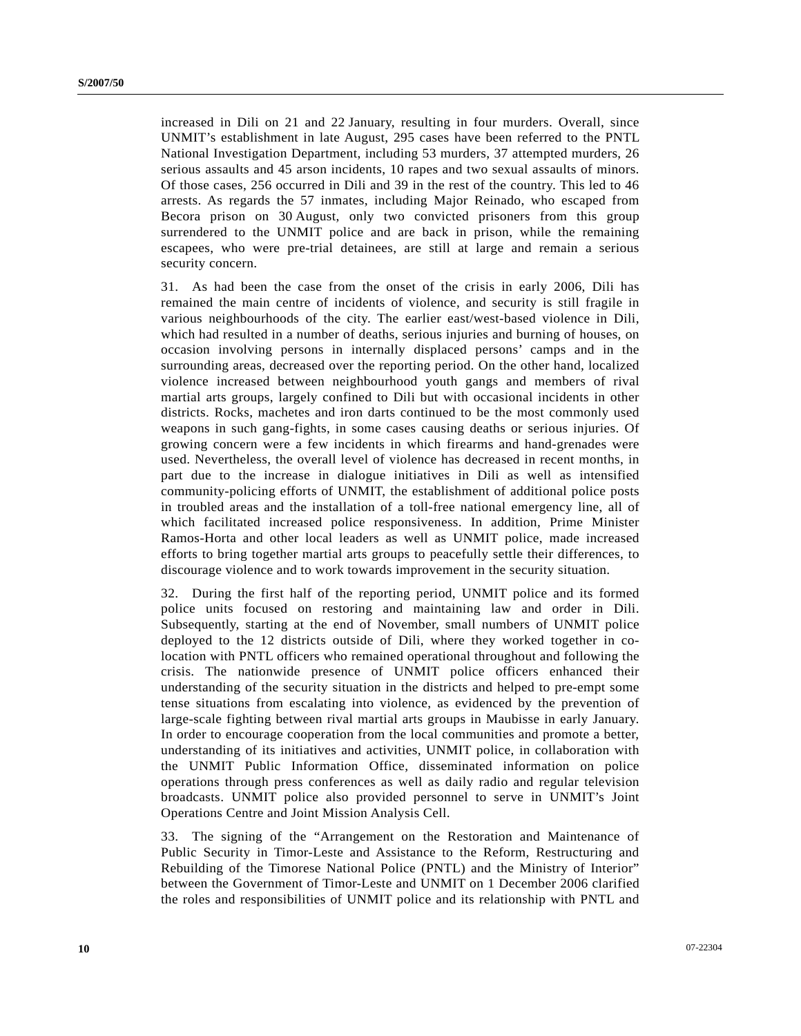increased in Dili on 21 and 22 January, resulting in four murders. Overall, since UNMIT's establishment in late August, 295 cases have been referred to the PNTL National Investigation Department, including 53 murders, 37 attempted murders, 26 serious assaults and 45 arson incidents, 10 rapes and two sexual assaults of minors. Of those cases, 256 occurred in Dili and 39 in the rest of the country. This led to 46 arrests. As regards the 57 inmates, including Major Reinado, who escaped from Becora prison on 30 August, only two convicted prisoners from this group surrendered to the UNMIT police and are back in prison, while the remaining escapees, who were pre-trial detainees, are still at large and remain a serious security concern.

31. As had been the case from the onset of the crisis in early 2006, Dili has remained the main centre of incidents of violence, and security is still fragile in various neighbourhoods of the city. The earlier east/west-based violence in Dili, which had resulted in a number of deaths, serious injuries and burning of houses, on occasion involving persons in internally displaced persons' camps and in the surrounding areas, decreased over the reporting period. On the other hand, localized violence increased between neighbourhood youth gangs and members of rival martial arts groups, largely confined to Dili but with occasional incidents in other districts. Rocks, machetes and iron darts continued to be the most commonly used weapons in such gang-fights, in some cases causing deaths or serious injuries. Of growing concern were a few incidents in which firearms and hand-grenades were used. Nevertheless, the overall level of violence has decreased in recent months, in part due to the increase in dialogue initiatives in Dili as well as intensified community-policing efforts of UNMIT, the establishment of additional police posts in troubled areas and the installation of a toll-free national emergency line, all of which facilitated increased police responsiveness. In addition, Prime Minister Ramos-Horta and other local leaders as well as UNMIT police, made increased efforts to bring together martial arts groups to peacefully settle their differences, to discourage violence and to work towards improvement in the security situation.

32. During the first half of the reporting period, UNMIT police and its formed police units focused on restoring and maintaining law and order in Dili. Subsequently, starting at the end of November, small numbers of UNMIT police deployed to the 12 districts outside of Dili, where they worked together in co-location with PNTL officers who remained operational throughout and following the crisis. The nationwide presence of UNMIT police officers enhanced their understanding of the security situation in the districts and helped to pre-empt some tense situations from escalating into violence, as evidenced by the prevention of large-scale fighting between rival martial arts groups in Maubisse in early January. In order to encourage cooperation from the local communities and promote a better, understanding of its initiatives and activities, UNMIT police, in collaboration with the UNMIT Public Information Office, disseminated information on police operations through press conferences as well as daily radio and regular television broadcasts. UNMIT police also provided personnel to serve in UNMIT's Joint Operations Centre and Joint Mission Analysis Cell.

33. The signing of the "Arrangement on the Restoration and Maintenance of Public Security in Timor-Leste and Assistance to the Reform, Restructuring and Rebuilding of the Timorese National Police (PNTL) and the Ministry of Interior" between the Government of Timor-Leste and UNMIT on 1 December 2006 clarified the roles and responsibilities of UNMIT police and its relationship with PNTL and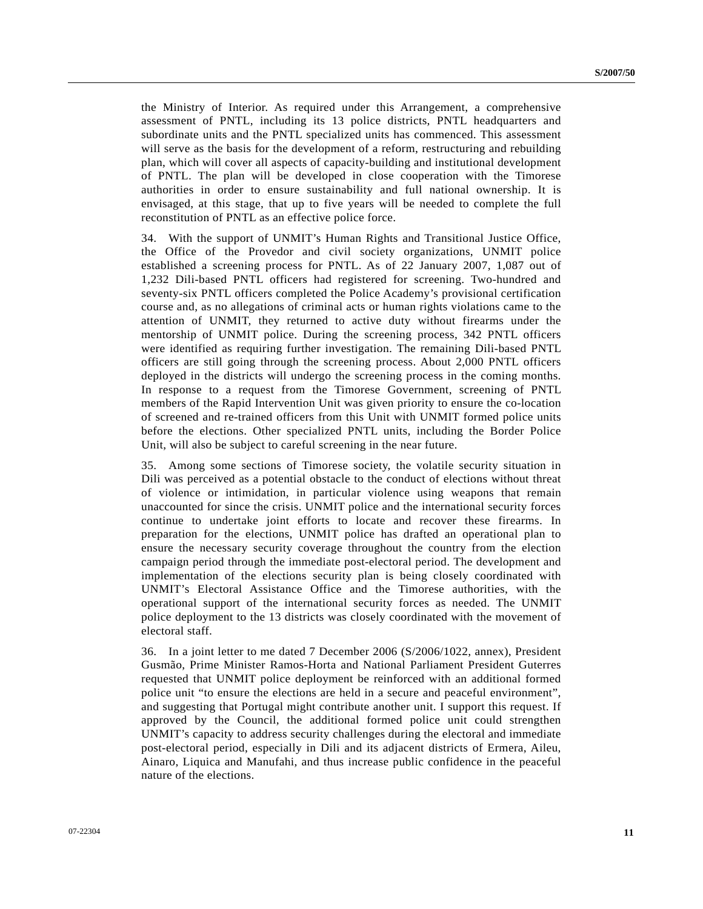the Ministry of Interior. As required under this Arrangement, a comprehensive assessment of PNTL, including its 13 police districts, PNTL headquarters and subordinate units and the PNTL specialized units has commenced. This assessment will serve as the basis for the development of a reform, restructuring and rebuilding plan, which will cover all aspects of capacity-building and institutional development of PNTL. The plan will be developed in close cooperation with the Timorese authorities in order to ensure sustainability and full national ownership. It is envisaged, at this stage, that up to five years will be needed to complete the full reconstitution of PNTL as an effective police force.

34. With the support of UNMIT's Human Rights and Transitional Justice Office, the Office of the Provedor and civil society organizations, UNMIT police established a screening process for PNTL. As of 22 January 2007, 1,087 out of 1,232 Dili-based PNTL officers had registered for screening. Two-hundred and seventy-six PNTL officers completed the Police Academy's provisional certification course and, as no allegations of criminal acts or human rights violations came to the attention of UNMIT, they returned to active duty without firearms under the mentorship of UNMIT police. During the screening process, 342 PNTL officers were identified as requiring further investigation. The remaining Dili-based PNTL officers are still going through the screening process. About 2,000 PNTL officers deployed in the districts will undergo the screening process in the coming months. In response to a request from the Timorese Government, screening of PNTL members of the Rapid Intervention Unit was given priority to ensure the co-location of screened and re-trained officers from this Unit with UNMIT formed police units before the elections. Other specialized PNTL units, including the Border Police Unit, will also be subject to careful screening in the near future.

35. Among some sections of Timorese society, the volatile security situation in Dili was perceived as a potential obstacle to the conduct of elections without threat of violence or intimidation, in particular violence using weapons that remain unaccounted for since the crisis. UNMIT police and the international security forces continue to undertake joint efforts to locate and recover these firearms. In preparation for the elections, UNMIT police has drafted an operational plan to ensure the necessary security coverage throughout the country from the election campaign period through the immediate post-electoral period. The development and implementation of the elections security plan is being closely coordinated with UNMIT's Electoral Assistance Office and the Timorese authorities, with the operational support of the international security forces as needed. The UNMIT police deployment to the 13 districts was closely coordinated with the movement of electoral staff.

36. In a joint letter to me dated 7 December 2006 (S/2006/1022, annex), President Gusmão, Prime Minister Ramos-Horta and National Parliament President Guterres requested that UNMIT police deployment be reinforced with an additional formed police unit "to ensure the elections are held in a secure and peaceful environment", and suggesting that Portugal might contribute another unit. I support this request. If approved by the Council, the additional formed police unit could strengthen UNMIT's capacity to address security challenges during the electoral and immediate post-electoral period, especially in Dili and its adjacent districts of Ermera, Aileu, Ainaro, Liquica and Manufahi, and thus increase public confidence in the peaceful nature of the elections.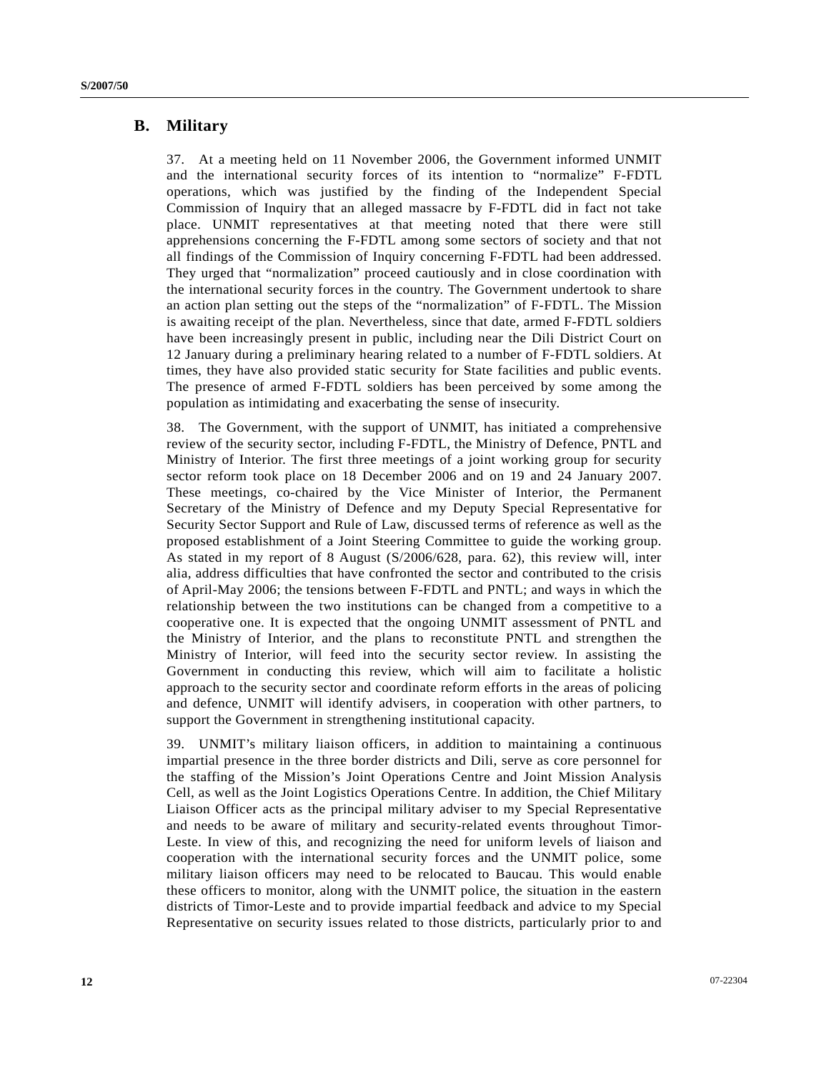## B. Military

37. At a meeting held on 11 November 2006, the Government informed UNMIT and the international security forces of its intention to "normalize" F-FDTL operations, which was justified by the finding of the Independent Special Commission of Inquiry that an alleged massacre by F-FDTL did in fact not take place. UNMIT representatives at that meeting noted that there were still apprehensions concerning the F-FDTL among some sectors of society and that not all findings of the Commission of Inquiry concerning F-FDTL had been addressed. They urged that "normalization" proceed cautiously and in close coordination with the international security forces in the country. The Government undertook to share an action plan setting out the steps of the "normalization" of F-FDTL. The Mission is awaiting receipt of the plan. Nevertheless, since that date, armed F-FDTL soldiers have been increasingly present in public, including near the Dili District Court on 12 January during a preliminary hearing related to a number of F-FDTL soldiers. At times, they have also provided static security for State facilities and public events. The presence of armed F-FDTL soldiers has been perceived by some among the population as intimidating and exacerbating the sense of insecurity.

38. The Government, with the support of UNMIT, has initiated a comprehensive review of the security sector, including F-FDTL, the Ministry of Defence, PNTL and Ministry of Interior. The first three meetings of a joint working group for security sector reform took place on 18 December 2006 and on 19 and 24 January 2007. These meetings, co-chaired by the Vice Minister of Interior, the Permanent Secretary of the Ministry of Defence and my Deputy Special Representative for Security Sector Support and Rule of Law, discussed terms of reference as well as the proposed establishment of a Joint Steering Committee to guide the working group. As stated in my report of 8 August (S/2006/628, para. 62), this review will, inter alia, address difficulties that have confronted the sector and contributed to the crisis of April-May 2006; the tensions between F-FDTL and PNTL; and ways in which the relationship between the two institutions can be changed from a competitive to a cooperative one. It is expected that the ongoing UNMIT assessment of PNTL and the Ministry of Interior, and the plans to reconstitute PNTL and strengthen the Ministry of Interior, will feed into the security sector review. In assisting the Government in conducting this review, which will aim to facilitate a holistic approach to the security sector and coordinate reform efforts in the areas of policing and defence, UNMIT will identify advisers, in cooperation with other partners, to support the Government in strengthening institutional capacity.

39. UNMIT's military liaison officers, in addition to maintaining a continuous impartial presence in the three border districts and Dili, serve as core personnel for the staffing of the Mission's Joint Operations Centre and Joint Mission Analysis Cell, as well as the Joint Logistics Operations Centre. In addition, the Chief Military Liaison Officer acts as the principal military adviser to my Special Representative and needs to be aware of military and security-related events throughout Timor-Leste. In view of this, and recognizing the need for uniform levels of liaison and cooperation with the international security forces and the UNMIT police, some military liaison officers may need to be relocated to Baucau. This would enable these officers to monitor, along with the UNMIT police, the situation in the eastern districts of Timor-Leste and to provide impartial feedback and advice to my Special Representative on security issues related to those districts, particularly prior to and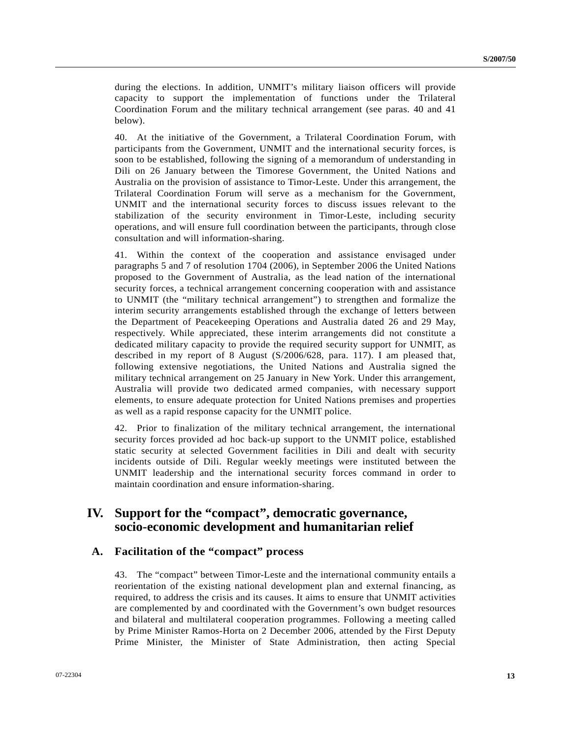during the elections. In addition, UNMIT's military liaison officers will provide capacity to support the implementation of functions under the Trilateral Coordination Forum and the military technical arrangement (see paras. 40 and 41 below).

40. At the initiative of the Government, a Trilateral Coordination Forum, with participants from the Government, UNMIT and the international security forces, is soon to be established, following the signing of a memorandum of understanding in Dili on 26 January between the Timorese Government, the United Nations and Australia on the provision of assistance to Timor-Leste. Under this arrangement, the Trilateral Coordination Forum will serve as a mechanism for the Government, UNMIT and the international security forces to discuss issues relevant to the stabilization of the security environment in Timor-Leste, including security operations, and will ensure full coordination between the participants, through close consultation and will information-sharing.

41. Within the context of the cooperation and assistance envisaged under paragraphs 5 and 7 of resolution 1704 (2006), in September 2006 the United Nations proposed to the Government of Australia, as the lead nation of the international security forces, a technical arrangement concerning cooperation with and assistance to UNMIT (the "military technical arrangement") to strengthen and formalize the interim security arrangements established through the exchange of letters between the Department of Peacekeeping Operations and Australia dated 26 and 29 May, respectively. While appreciated, these interim arrangements did not constitute a dedicated military capacity to provide the required security support for UNMIT, as described in my report of 8 August (S/2006/628, para. 117). I am pleased that, following extensive negotiations, the United Nations and Australia signed the military technical arrangement on 25 January in New York. Under this arrangement, Australia will provide two dedicated armed companies, with necessary support elements, to ensure adequate protection for United Nations premises and properties as well as a rapid response capacity for the UNMIT police.

42. Prior to finalization of the military technical arrangement, the international security forces provided ad hoc back-up support to the UNMIT police, established static security at selected Government facilities in Dili and dealt with security incidents outside of Dili. Regular weekly meetings were instituted between the UNMIT leadership and the international security forces command in order to maintain coordination and ensure information-sharing.

# IV. Support for the "compact", democratic governance, socio-economic development and humanitarian relief

## A. Facilitation of the "compact" process

43. The "compact" between Timor-Leste and the international community entails a reorientation of the existing national development plan and external financing, as required, to address the crisis and its causes. It aims to ensure that UNMIT activities are complemented by and coordinated with the Government's own budget resources and bilateral and multilateral cooperation programmes. Following a meeting called by Prime Minister Ramos-Horta on 2 December 2006, attended by the First Deputy Prime Minister, the Minister of State Administration, then acting Special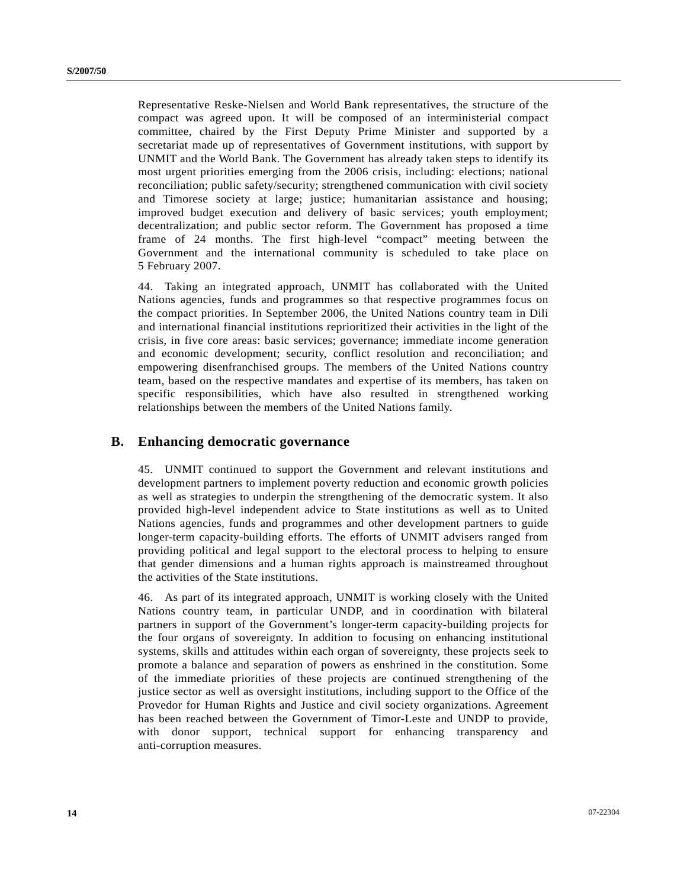Representative Reske-Nielsen and World Bank representatives, the structure of the compact was agreed upon. It will be composed of an interministerial compact committee, chaired by the First Deputy Prime Minister and supported by a secretariat made up of representatives of Government institutions, with support by UNMIT and the World Bank. The Government has already taken steps to identify its most urgent priorities emerging from the 2006 crisis, including: elections; national reconciliation; public safety/security; strengthened communication with civil society and Timorese society at large; justice; humanitarian assistance and housing; improved budget execution and delivery of basic services; youth employment; decentralization; and public sector reform. The Government has proposed a time frame of 24 months. The first high-level "compact" meeting between the Government and the international community is scheduled to take place on 5 February 2007.

44. Taking an integrated approach, UNMIT has collaborated with the United Nations agencies, funds and programmes so that respective programmes focus on the compact priorities. In September 2006, the United Nations country team in Dili and international financial institutions reprioritized their activities in the light of the crisis, in five core areas: basic services; governance; immediate income generation and economic development; security, conflict resolution and reconciliation; and empowering disenfranchised groups. The members of the United Nations country team, based on the respective mandates and expertise of its members, has taken on specific responsibilities, which have also resulted in strengthened working relationships between the members of the United Nations family.

## B. Enhancing democratic governance

45. UNMIT continued to support the Government and relevant institutions and development partners to implement poverty reduction and economic growth policies as well as strategies to underpin the strengthening of the democratic system. It also provided high-level independent advice to State institutions as well as to United Nations agencies, funds and programmes and other development partners to guide longer-term capacity-building efforts. The efforts of UNMIT advisers ranged from providing political and legal support to the electoral process to helping to ensure that gender dimensions and a human rights approach is mainstreamed throughout the activities of the State institutions.

46. As part of its integrated approach, UNMIT is working closely with the United Nations country team, in particular UNDP, and in coordination with bilateral partners in support of the Government's longer-term capacity-building projects for the four organs of sovereignty. In addition to focusing on enhancing institutional systems, skills and attitudes within each organ of sovereignty, these projects seek to promote a balance and separation of powers as enshrined in the constitution. Some of the immediate priorities of these projects are continued strengthening of the justice sector as well as oversight institutions, including support to the Office of the Provedor for Human Rights and Justice and civil society organizations. Agreement has been reached between the Government of Timor-Leste and UNDP to provide, with donor support, technical support for enhancing transparency and anti-corruption measures.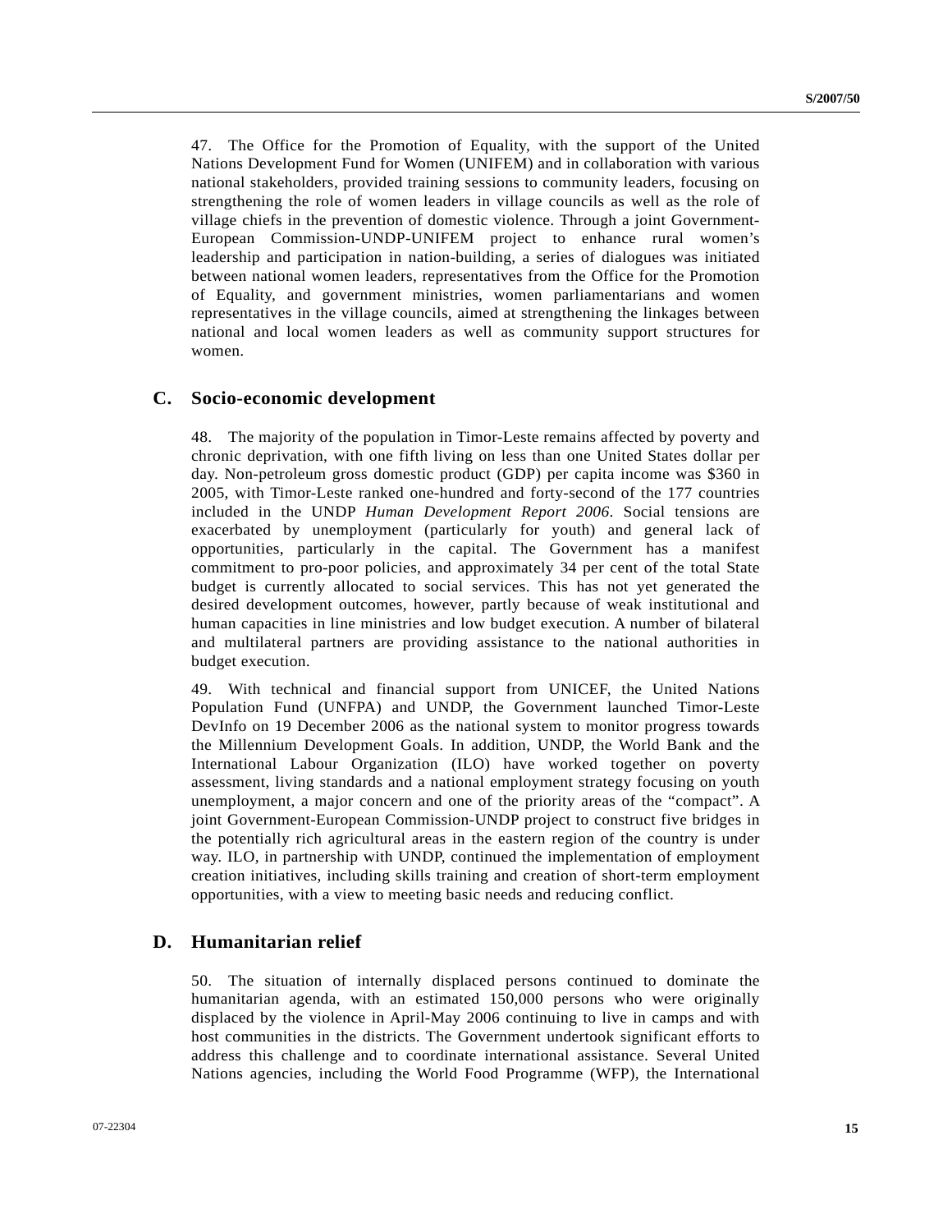47. The Office for the Promotion of Equality, with the support of the United Nations Development Fund for Women (UNIFEM) and in collaboration with various national stakeholders, provided training sessions to community leaders, focusing on strengthening the role of women leaders in village councils as well as the role of village chiefs in the prevention of domestic violence. Through a joint Government-European Commission-UNDP-UNIFEM project to enhance rural women's leadership and participation in nation-building, a series of dialogues was initiated between national women leaders, representatives from the Office for the Promotion of Equality, and government ministries, women parliamentarians and women representatives in the village councils, aimed at strengthening the linkages between national and local women leaders as well as community support structures for women.

## C. Socio-economic development

48. The majority of the population in Timor-Leste remains affected by poverty and chronic deprivation, with one fifth living on less than one United States dollar per day. Non-petroleum gross domestic product (GDP) per capita income was $360 in 2005, with Timor-Leste ranked one-hundred and forty-second of the 177 countries included in the UNDP *Human Development Report 2006*. Social tensions are exacerbated by unemployment (particularly for youth) and general lack of opportunities, particularly in the capital. The Government has a manifest commitment to pro-poor policies, and approximately 34 per cent of the total State budget is currently allocated to social services. This has not yet generated the desired development outcomes, however, partly because of weak institutional and human capacities in line ministries and low budget execution. A number of bilateral and multilateral partners are providing assistance to the national authorities in budget execution.

49. With technical and financial support from UNICEF, the United Nations Population Fund (UNFPA) and UNDP, the Government launched Timor-Leste DevInfo on 19 December 2006 as the national system to monitor progress towards the Millennium Development Goals. In addition, UNDP, the World Bank and the International Labour Organization (ILO) have worked together on poverty assessment, living standards and a national employment strategy focusing on youth unemployment, a major concern and one of the priority areas of the "compact". A joint Government-European Commission-UNDP project to construct five bridges in the potentially rich agricultural areas in the eastern region of the country is under way. ILO, in partnership with UNDP, continued the implementation of employment creation initiatives, including skills training and creation of short-term employment opportunities, with a view to meeting basic needs and reducing conflict.

## D. Humanitarian relief

50. The situation of internally displaced persons continued to dominate the humanitarian agenda, with an estimated 150,000 persons who were originally displaced by the violence in April-May 2006 continuing to live in camps and with host communities in the districts. The Government undertook significant efforts to address this challenge and to coordinate international assistance. Several United Nations agencies, including the World Food Programme (WFP), the International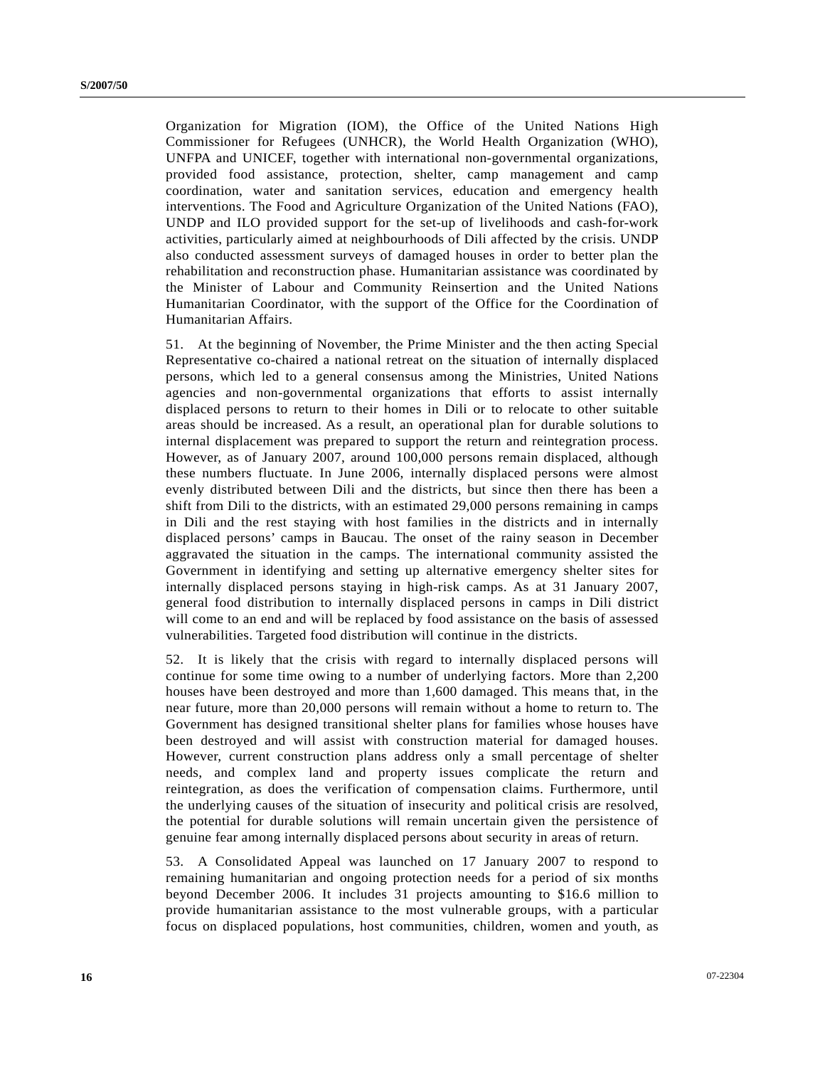Organization for Migration (IOM), the Office of the United Nations High Commissioner for Refugees (UNHCR), the World Health Organization (WHO), UNFPA and UNICEF, together with international non-governmental organizations, provided food assistance, protection, shelter, camp management and camp coordination, water and sanitation services, education and emergency health interventions. The Food and Agriculture Organization of the United Nations (FAO), UNDP and ILO provided support for the set-up of livelihoods and cash-for-work activities, particularly aimed at neighbourhoods of Dili affected by the crisis. UNDP also conducted assessment surveys of damaged houses in order to better plan the rehabilitation and reconstruction phase. Humanitarian assistance was coordinated by the Minister of Labour and Community Reinsertion and the United Nations Humanitarian Coordinator, with the support of the Office for the Coordination of Humanitarian Affairs.

51. At the beginning of November, the Prime Minister and the then acting Special Representative co-chaired a national retreat on the situation of internally displaced persons, which led to a general consensus among the Ministries, United Nations agencies and non-governmental organizations that efforts to assist internally displaced persons to return to their homes in Dili or to relocate to other suitable areas should be increased. As a result, an operational plan for durable solutions to internal displacement was prepared to support the return and reintegration process. However, as of January 2007, around 100,000 persons remain displaced, although these numbers fluctuate. In June 2006, internally displaced persons were almost evenly distributed between Dili and the districts, but since then there has been a shift from Dili to the districts, with an estimated 29,000 persons remaining in camps in Dili and the rest staying with host families in the districts and in internally displaced persons' camps in Baucau. The onset of the rainy season in December aggravated the situation in the camps. The international community assisted the Government in identifying and setting up alternative emergency shelter sites for internally displaced persons staying in high-risk camps. As at 31 January 2007, general food distribution to internally displaced persons in camps in Dili district will come to an end and will be replaced by food assistance on the basis of assessed vulnerabilities. Targeted food distribution will continue in the districts.

52. It is likely that the crisis with regard to internally displaced persons will continue for some time owing to a number of underlying factors. More than 2,200 houses have been destroyed and more than 1,600 damaged. This means that, in the near future, more than 20,000 persons will remain without a home to return to. The Government has designed transitional shelter plans for families whose houses have been destroyed and will assist with construction material for damaged houses. However, current construction plans address only a small percentage of shelter needs, and complex land and property issues complicate the return and reintegration, as does the verification of compensation claims. Furthermore, until the underlying causes of the situation of insecurity and political crisis are resolved, the potential for durable solutions will remain uncertain given the persistence of genuine fear among internally displaced persons about security in areas of return.

53. A Consolidated Appeal was launched on 17 January 2007 to respond to remaining humanitarian and ongoing protection needs for a period of six months beyond December 2006. It includes 31 projects amounting to $16.6 million to provide humanitarian assistance to the most vulnerable groups, with a particular focus on displaced populations, host communities, children, women and youth, as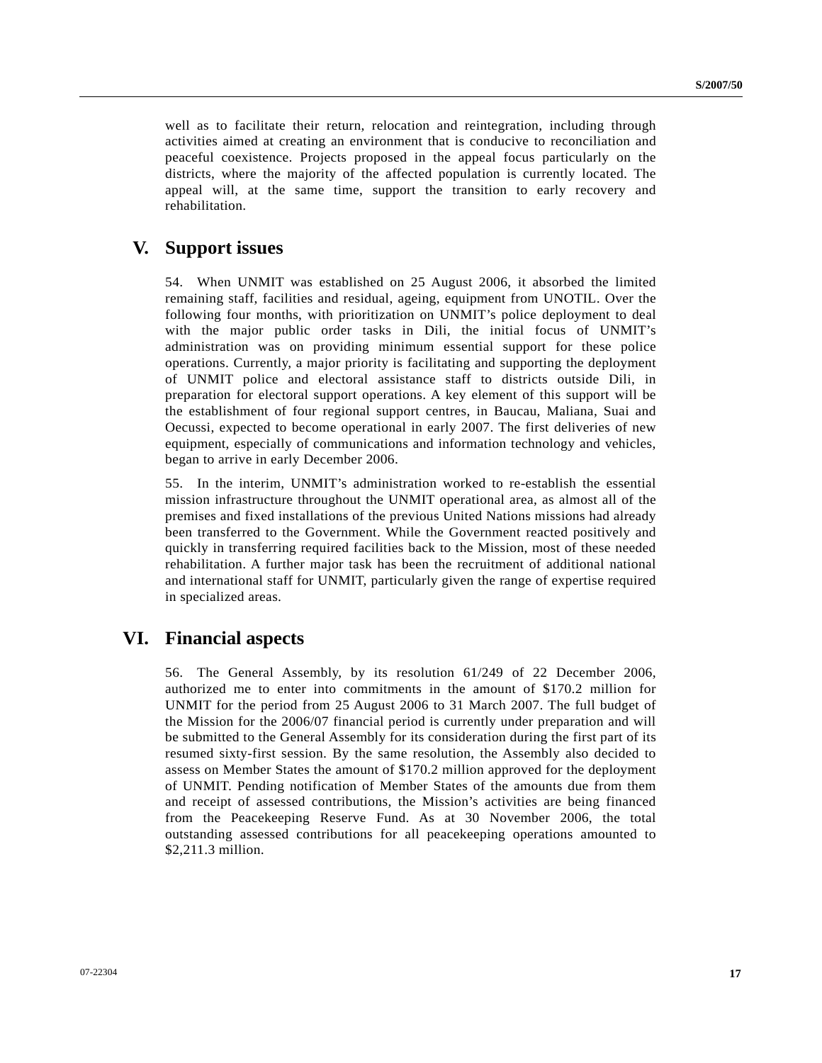well as to facilitate their return, relocation and reintegration, including through activities aimed at creating an environment that is conducive to reconciliation and peaceful coexistence. Projects proposed in the appeal focus particularly on the districts, where the majority of the affected population is currently located. The appeal will, at the same time, support the transition to early recovery and rehabilitation.

# V. Support issues

54. When UNMIT was established on 25 August 2006, it absorbed the limited remaining staff, facilities and residual, ageing, equipment from UNOTIL. Over the following four months, with prioritization on UNMIT's police deployment to deal with the major public order tasks in Dili, the initial focus of UNMIT's administration was on providing minimum essential support for these police operations. Currently, a major priority is facilitating and supporting the deployment of UNMIT police and electoral assistance staff to districts outside Dili, in preparation for electoral support operations. A key element of this support will be the establishment of four regional support centres, in Baucau, Maliana, Suai and Oecussi, expected to become operational in early 2007. The first deliveries of new equipment, especially of communications and information technology and vehicles, began to arrive in early December 2006.

55. In the interim, UNMIT's administration worked to re-establish the essential mission infrastructure throughout the UNMIT operational area, as almost all of the premises and fixed installations of the previous United Nations missions had already been transferred to the Government. While the Government reacted positively and quickly in transferring required facilities back to the Mission, most of these needed rehabilitation. A further major task has been the recruitment of additional national and international staff for UNMIT, particularly given the range of expertise required in specialized areas.

# VI. Financial aspects

56. The General Assembly, by its resolution 61/249 of 22 December 2006, authorized me to enter into commitments in the amount of $170.2 million for UNMIT for the period from 25 August 2006 to 31 March 2007. The full budget of the Mission for the 2006/07 financial period is currently under preparation and will be submitted to the General Assembly for its consideration during the first part of its resumed sixty-first session. By the same resolution, the Assembly also decided to assess on Member States the amount of $170.2 million approved for the deployment of UNMIT. Pending notification of Member States of the amounts due from them and receipt of assessed contributions, the Mission's activities are being financed from the Peacekeeping Reserve Fund. As at 30 November 2006, the total outstanding assessed contributions for all peacekeeping operations amounted to $2,211.3 million.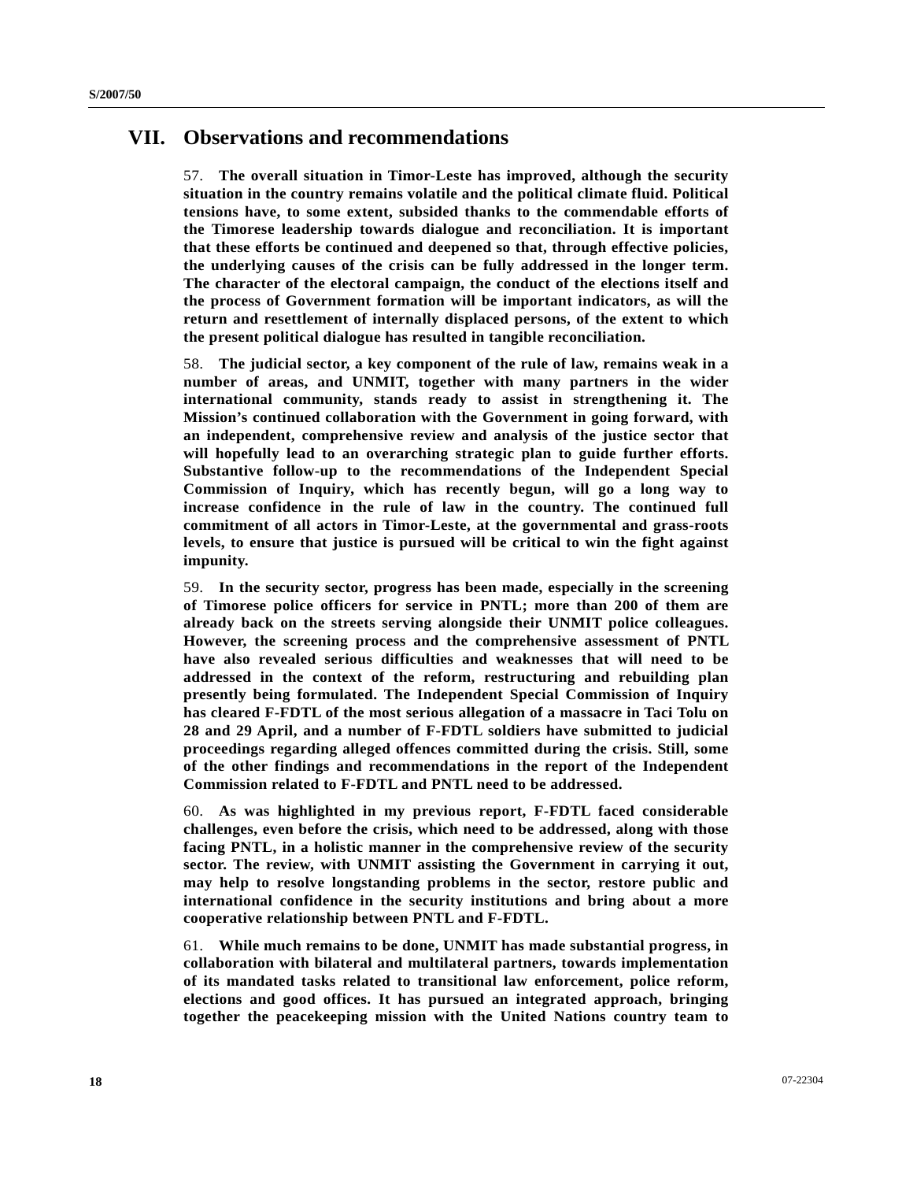# VII. Observations and recommendations

57. **The overall situation in Timor-Leste has improved, although the security situation in the country remains volatile and the political climate fluid. Political tensions have, to some extent, subsided thanks to the commendable efforts of the Timorese leadership towards dialogue and reconciliation. It is important that these efforts be continued and deepened so that, through effective policies, the underlying causes of the crisis can be fully addressed in the longer term. The character of the electoral campaign, the conduct of the elections itself and the process of Government formation will be important indicators, as will the return and resettlement of internally displaced persons, of the extent to which the present political dialogue has resulted in tangible reconciliation.**

58. **The judicial sector, a key component of the rule of law, remains weak in a number of areas, and UNMIT, together with many partners in the wider international community, stands ready to assist in strengthening it. The Mission's continued collaboration with the Government in going forward, with an independent, comprehensive review and analysis of the justice sector that will hopefully lead to an overarching strategic plan to guide further efforts. Substantive follow-up to the recommendations of the Independent Special Commission of Inquiry, which has recently begun, will go a long way to increase confidence in the rule of law in the country. The continued full commitment of all actors in Timor-Leste, at the governmental and grass-roots levels, to ensure that justice is pursued will be critical to win the fight against impunity.**

59. **In the security sector, progress has been made, especially in the screening of Timorese police officers for service in PNTL; more than 200 of them are already back on the streets serving alongside their UNMIT police colleagues. However, the screening process and the comprehensive assessment of PNTL have also revealed serious difficulties and weaknesses that will need to be addressed in the context of the reform, restructuring and rebuilding plan presently being formulated. The Independent Special Commission of Inquiry has cleared F-FDTL of the most serious allegation of a massacre in Taci Tolu on 28 and 29 April, and a number of F-FDTL soldiers have submitted to judicial proceedings regarding alleged offences committed during the crisis. Still, some of the other findings and recommendations in the report of the Independent Commission related to F-FDTL and PNTL need to be addressed.**

60. **As was highlighted in my previous report, F-FDTL faced considerable challenges, even before the crisis, which need to be addressed, along with those facing PNTL, in a holistic manner in the comprehensive review of the security sector. The review, with UNMIT assisting the Government in carrying it out, may help to resolve longstanding problems in the sector, restore public and international confidence in the security institutions and bring about a more cooperative relationship between PNTL and F-FDTL.**

61. **While much remains to be done, UNMIT has made substantial progress, in collaboration with bilateral and multilateral partners, towards implementation of its mandated tasks related to transitional law enforcement, police reform, elections and good offices. It has pursued an integrated approach, bringing together the peacekeeping mission with the United Nations country team to**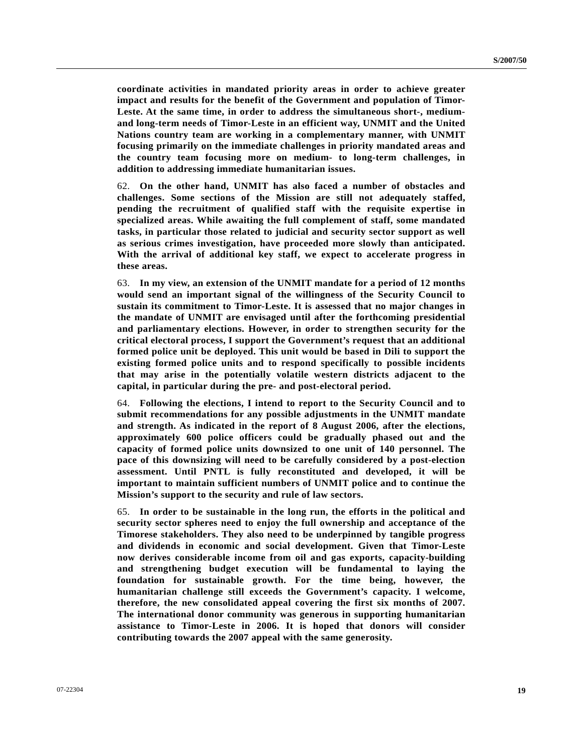**coordinate activities in mandated priority areas in order to achieve greater impact and results for the benefit of the Government and population of Timor-Leste. At the same time, in order to address the simultaneous short-, medium- and long-term needs of Timor-Leste in an efficient way, UNMIT and the United Nations country team are working in a complementary manner, with UNMIT focusing primarily on the immediate challenges in priority mandated areas and the country team focusing more on medium- to long-term challenges, in addition to addressing immediate humanitarian issues.**

62. **On the other hand, UNMIT has also faced a number of obstacles and challenges. Some sections of the Mission are still not adequately staffed, pending the recruitment of qualified staff with the requisite expertise in specialized areas. While awaiting the full complement of staff, some mandated tasks, in particular those related to judicial and security sector support as well as serious crimes investigation, have proceeded more slowly than anticipated. With the arrival of additional key staff, we expect to accelerate progress in these areas.**

63. **In my view, an extension of the UNMIT mandate for a period of 12 months would send an important signal of the willingness of the Security Council to sustain its commitment to Timor-Leste. It is assessed that no major changes in the mandate of UNMIT are envisaged until after the forthcoming presidential and parliamentary elections. However, in order to strengthen security for the critical electoral process, I support the Government's request that an additional formed police unit be deployed. This unit would be based in Dili to support the existing formed police units and to respond specifically to possible incidents that may arise in the potentially volatile western districts adjacent to the capital, in particular during the pre- and post-electoral period.**

64. **Following the elections, I intend to report to the Security Council and to submit recommendations for any possible adjustments in the UNMIT mandate and strength. As indicated in the report of 8 August 2006, after the elections, approximately 600 police officers could be gradually phased out and the capacity of formed police units downsized to one unit of 140 personnel. The pace of this downsizing will need to be carefully considered by a post-election assessment. Until PNTL is fully reconstituted and developed, it will be important to maintain sufficient numbers of UNMIT police and to continue the Mission's support to the security and rule of law sectors.**

65. **In order to be sustainable in the long run, the efforts in the political and security sector spheres need to enjoy the full ownership and acceptance of the Timorese stakeholders. They also need to be underpinned by tangible progress and dividends in economic and social development. Given that Timor-Leste now derives considerable income from oil and gas exports, capacity-building and strengthening budget execution will be fundamental to laying the foundation for sustainable growth. For the time being, however, the humanitarian challenge still exceeds the Government's capacity. I welcome, therefore, the new consolidated appeal covering the first six months of 2007. The international donor community was generous in supporting humanitarian assistance to Timor-Leste in 2006. It is hoped that donors will consider contributing towards the 2007 appeal with the same generosity.**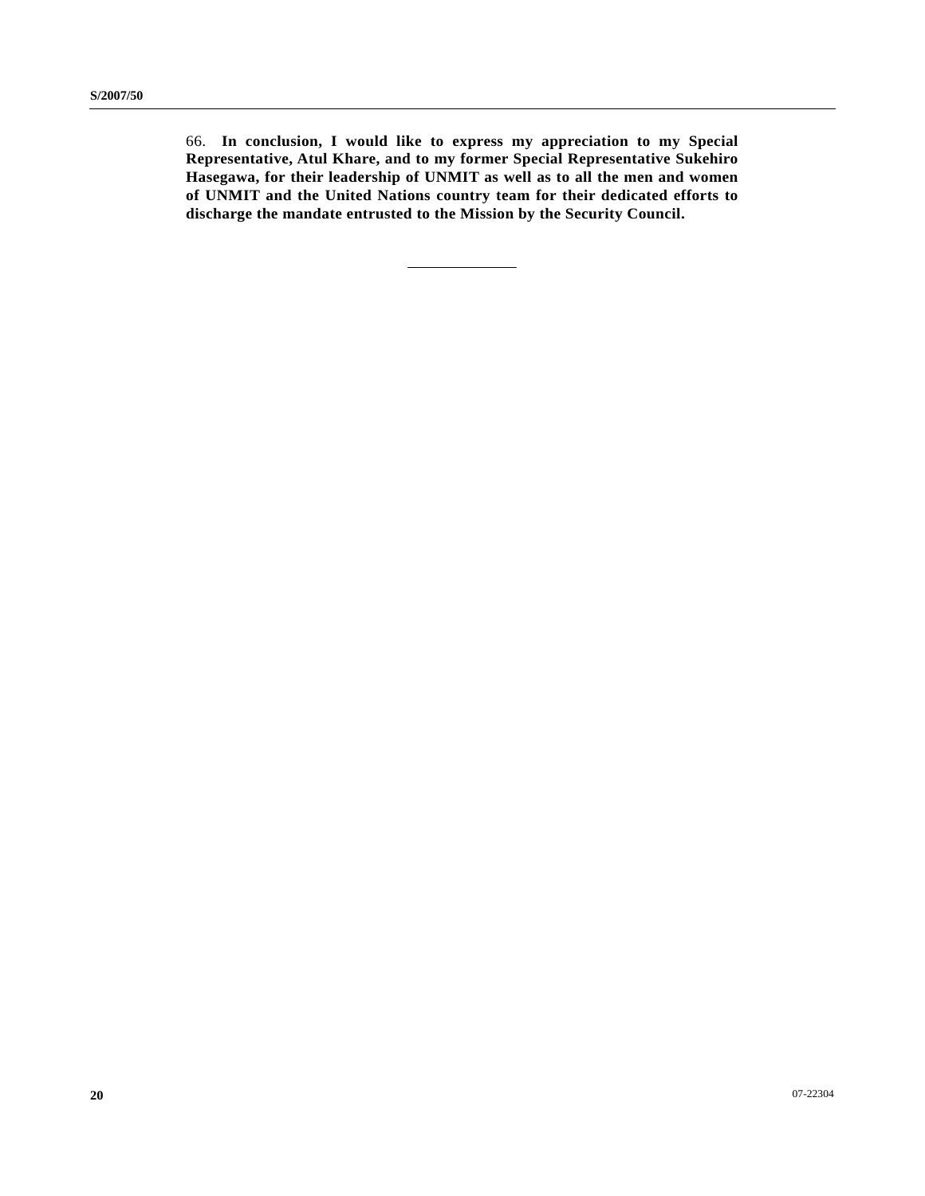66. **In conclusion, I would like to express my appreciation to my Special Representative, Atul Khare, and to my former Special Representative Sukehiro Hasegawa, for their leadership of UNMIT as well as to all the men and women of UNMIT and the United Nations country team for their dedicated efforts to discharge the mandate entrusted to the Mission by the Security Council.**